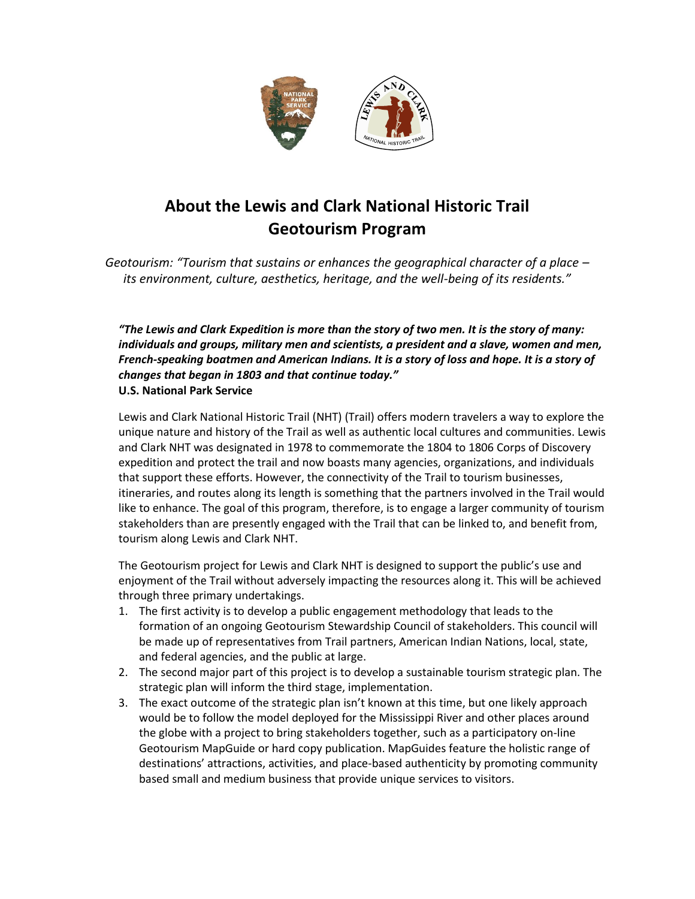# About the Lewis and Clark National Historic Trail Geotourism Program

*Geotourism: "Tourism that sustains or enhances the geographical character of a place – its environment, culture, aesthetics, heritage, and the well-being of its residents."*

***"The Lewis and Clark Expedition is more than the story of two men. It is the story of many: individuals and groups, military men and scientists, a president and a slave, women and men, French-speaking boatmen and American Indians. It is a story of loss and hope. It is a story of changes that began in 1803 and that continue today."***
**U.S. National Park Service**

Lewis and Clark National Historic Trail (NHT) (Trail) offers modern travelers a way to explore the unique nature and history of the Trail as well as authentic local cultures and communities. Lewis and Clark NHT was designated in 1978 to commemorate the 1804 to 1806 Corps of Discovery expedition and protect the trail and now boasts many agencies, organizations, and individuals that support these efforts. However, the connectivity of the Trail to tourism businesses, itineraries, and routes along its length is something that the partners involved in the Trail would like to enhance. The goal of this program, therefore, is to engage a larger community of tourism stakeholders than are presently engaged with the Trail that can be linked to, and benefit from, tourism along Lewis and Clark NHT.

The Geotourism project for Lewis and Clark NHT is designed to support the public's use and enjoyment of the Trail without adversely impacting the resources along it. This will be achieved through three primary undertakings.

1. The first activity is to develop a public engagement methodology that leads to the formation of an ongoing Geotourism Stewardship Council of stakeholders. This council will be made up of representatives from Trail partners, American Indian Nations, local, state, and federal agencies, and the public at large.
2. The second major part of this project is to develop a sustainable tourism strategic plan. The strategic plan will inform the third stage, implementation.
3. The exact outcome of the strategic plan isn't known at this time, but one likely approach would be to follow the model deployed for the Mississippi River and other places around the globe with a project to bring stakeholders together, such as a participatory on-line Geotourism MapGuide or hard copy publication. MapGuides feature the holistic range of destinations' attractions, activities, and place-based authenticity by promoting community based small and medium business that provide unique services to visitors.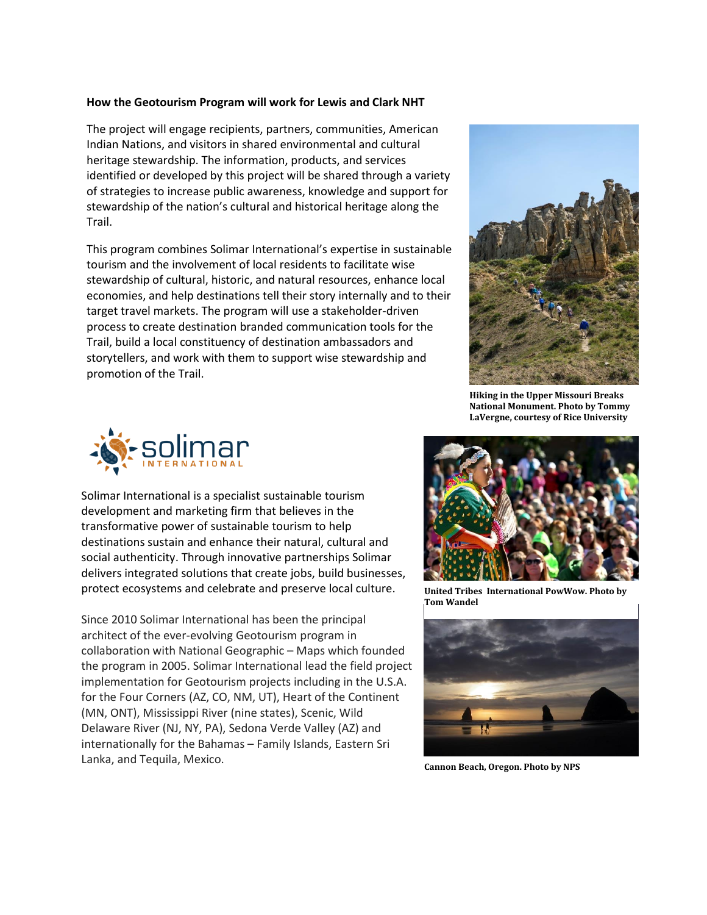**How the Geotourism Program will work for Lewis and Clark NHT**

The project will engage recipients, partners, communities, American Indian Nations, and visitors in shared environmental and cultural heritage stewardship. The information, products, and services identified or developed by this project will be shared through a variety of strategies to increase public awareness, knowledge and support for stewardship of the nation's cultural and historical heritage along the Trail.

This program combines Solimar International's expertise in sustainable tourism and the involvement of local residents to facilitate wise stewardship of cultural, historic, and natural resources, enhance local economies, and help destinations tell their story internally and to their target travel markets. The program will use a stakeholder-driven process to create destination branded communication tools for the Trail, build a local constituency of destination ambassadors and storytellers, and work with them to support wise stewardship and promotion of the Trail.

**Hiking in the Upper Missouri Breaks National Monument. Photo by Tommy LaVergne, courtesy of Rice University**

solimar INTERNATIONAL

Solimar International is a specialist sustainable tourism development and marketing firm that believes in the transformative power of sustainable tourism to help destinations sustain and enhance their natural, cultural and social authenticity. Through innovative partnerships Solimar delivers integrated solutions that create jobs, build businesses, protect ecosystems and celebrate and preserve local culture.

Since 2010 Solimar International has been the principal architect of the ever-evolving Geotourism program in collaboration with National Geographic – Maps which founded the program in 2005. Solimar International lead the field project implementation for Geotourism projects including in the U.S.A. for the Four Corners (AZ, CO, NM, UT), Heart of the Continent (MN, ONT), Mississippi River (nine states), Scenic, Wild Delaware River (NJ, NY, PA), Sedona Verde Valley (AZ) and internationally for the Bahamas – Family Islands, Eastern Sri Lanka, and Tequila, Mexico.

**United Tribes International PowWow. Photo by Tom Wandel**

**Cannon Beach, Oregon. Photo by NPS**